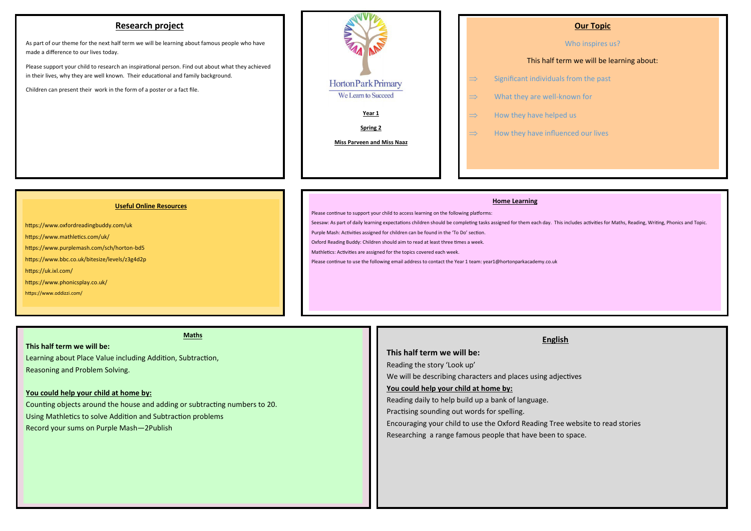## Research project

As part of our theme for the next half term we will be learning about famous people who have made a difference to our lives today.

Please support your child to research an inspirational person. Find out about what they achieved in their lives, why they are well known. Their educational and family background.

Children can present their work in the form of a poster or a fact file.

Horton Park Primary

We Learn to Succeed

**Year 1**

**Spring 2**

**Miss Parveen and Miss Naaz**

## Our Topic

Who inspires us?

This half term we will be learning about:

⇒ Significant individuals from the past

⇒ What they are well-known for

⇒ How they have helped us

⇒ How they have influenced our lives

## Useful Online Resources

https://www.oxfordreadingbuddy.com/uk

https://www.mathletics.com/uk/

https://www.purplemash.com/sch/horton-bd5

https://www.bbc.co.uk/bitesize/levels/z3g4d2p

https://uk.ixl.com/

https://www.phonicsplay.co.uk/

https://www.oddizzi.com/

## Home Learning

Please continue to support your child to access learning on the following platforms:

Seesaw: As part of daily learning expectations children should be completing tasks assigned for them each day. This includes activities for Maths, Reading, Writing, Phonics and Topic.

Purple Mash: Activities assigned for children can be found in the 'To Do' section.

Oxford Reading Buddy: Children should aim to read at least three times a week.

Mathletics: Activities are assigned for the topics covered each week.

Please continue to use the following email address to contact the Year 1 team: year1@hortonparkacademy.co.uk

## Maths

**This half term we will be:**

Learning about Place Value including Addition, Subtraction,

Reasoning and Problem Solving.

**You could help your child at home by:**

Counting objects around the house and adding or subtracting numbers to 20.

Using Mathletics to solve Addition and Subtraction problems

Record your sums on Purple Mash—2Publish

## English

**This half term we will be:**

Reading the story 'Look up'

We will be describing characters and places using adjectives

**You could help your child at home by:**

Reading daily to help build up a bank of language.

Practising sounding out words for spelling.

Encouraging your child to use the Oxford Reading Tree website to read stories

Researching a range famous people that have been to space.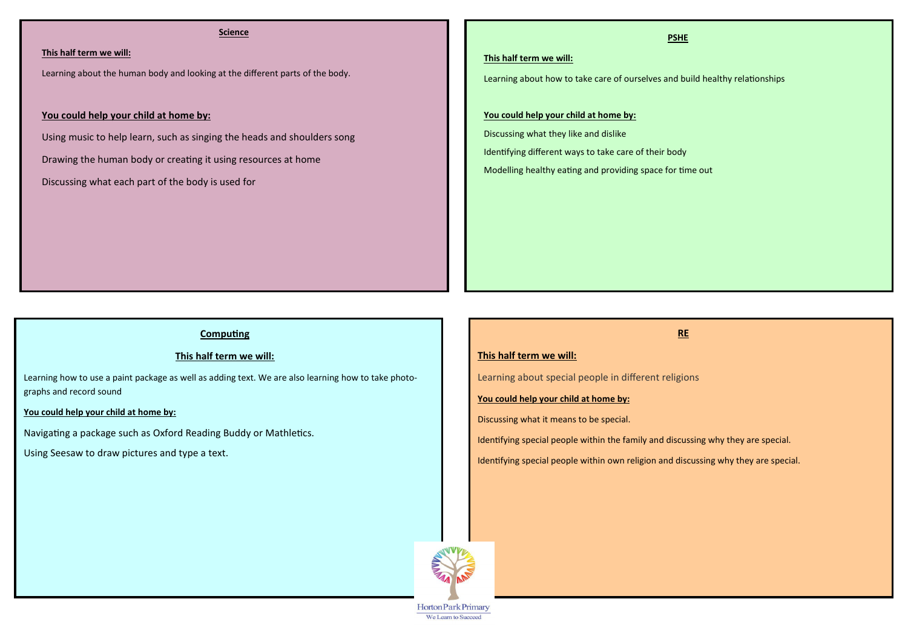## Science

**This half term we will:**

Learning about the human body and looking at the different parts of the body.

**You could help your child at home by:**

Using music to help learn, such as singing the heads and shoulders song

Drawing the human body or creating it using resources at home

Discussing what each part of the body is used for

## PSHE

**This half term we will:**

Learning about how to take care of ourselves and build healthy relationships

**You could help your child at home by:**

Discussing what they like and dislike

Identifying different ways to take care of their body

Modelling healthy eating and providing space for time out

## Computing

**This half term we will:**

Learning how to use a paint package as well as adding text. We are also learning how to take photographs and record sound

**You could help your child at home by:**

Navigating a package such as Oxford Reading Buddy or Mathletics.

Using Seesaw to draw pictures and type a text.

## RE

**This half term we will:**

Learning about special people in different religions

**You could help your child at home by:**

Discussing what it means to be special.

Identifying special people within the family and discussing why they are special.

Identifying special people within own religion and discussing why they are special.

Horton Park Primary

We Learn to Succeed